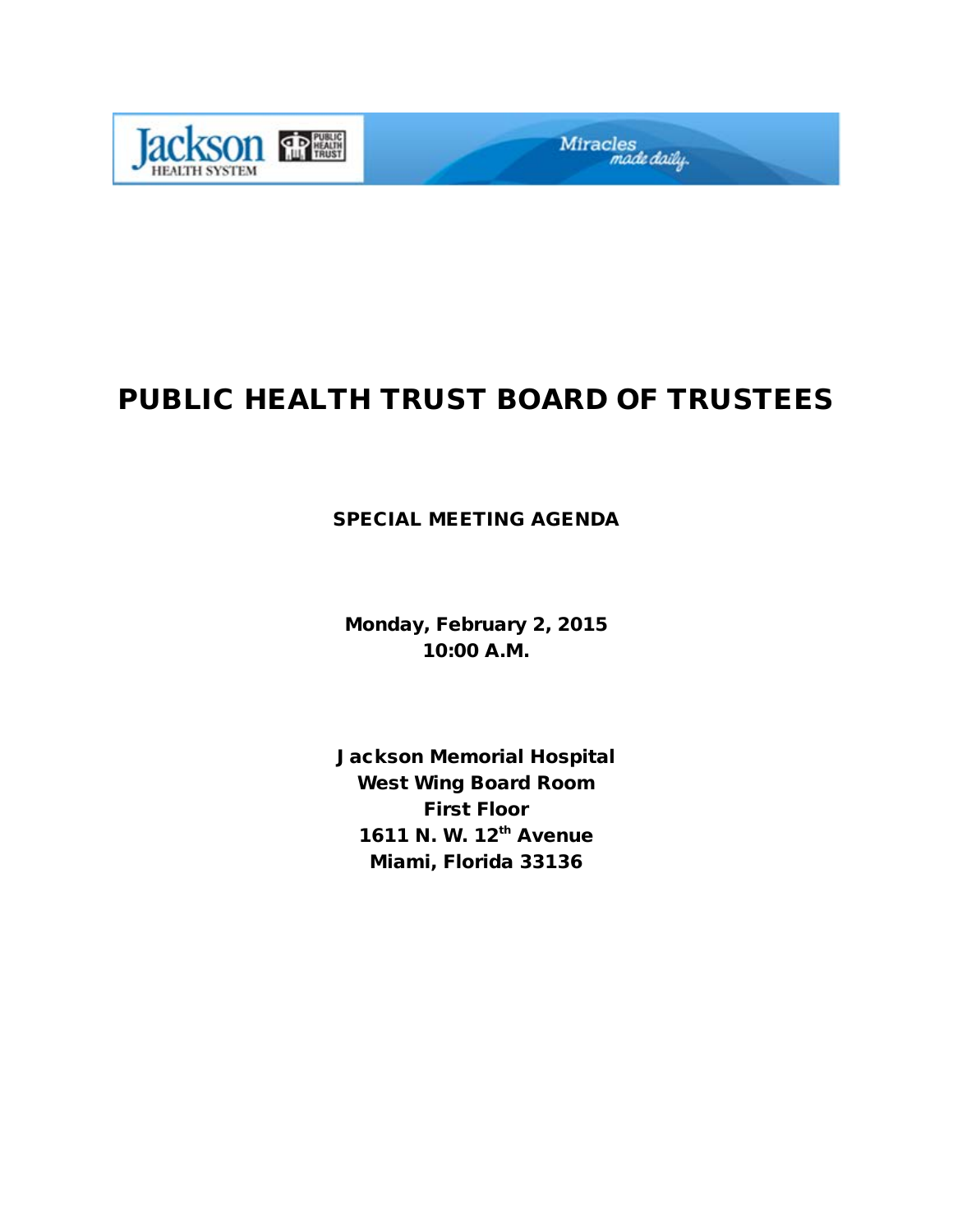# PUBLIC HEALTH TRUST BOARD OF TRUSTEES

## SPECIAL MEETING AGENDA

**Monday, February 2, 2015**
**10:00 A.M.**

**Jackson Memorial Hospital**
**West Wing Board Room**
**First Floor**
**1611 N. W. 12th Avenue**
**Miami, Florida 33136**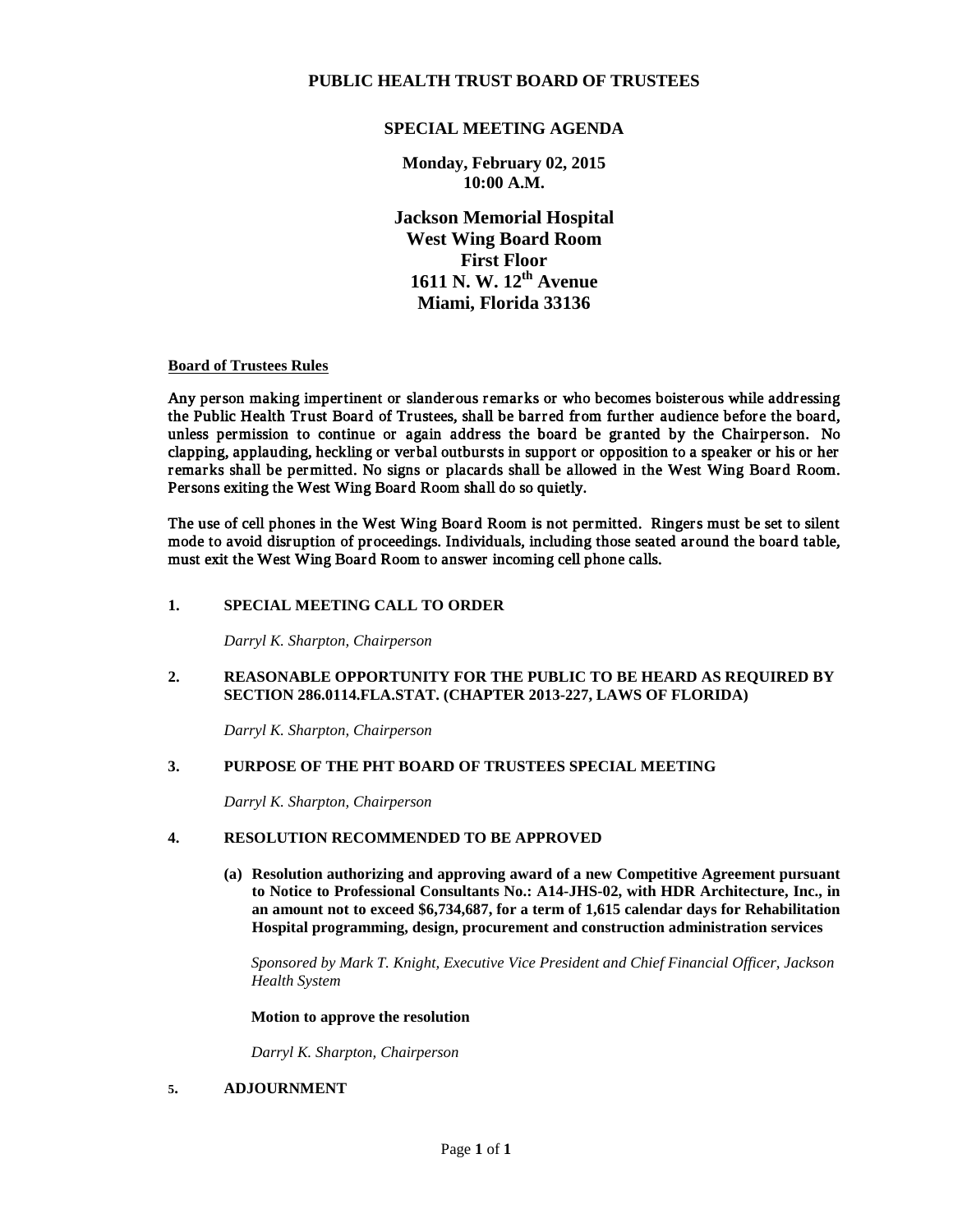# PUBLIC HEALTH TRUST BOARD OF TRUSTEES

## SPECIAL MEETING AGENDA

**Monday, February 02, 2015**
**10:00 A.M.**

**Jackson Memorial Hospital**
**West Wing Board Room**
**First Floor**
**1611 N. W. 12th Avenue**
**Miami, Florida 33136**

**Board of Trustees Rules**

Any person making impertinent or slanderous remarks or who becomes boisterous while addressing the Public Health Trust Board of Trustees, shall be barred from further audience before the board, unless permission to continue or again address the board be granted by the Chairperson. No clapping, applauding, heckling or verbal outbursts in support or opposition to a speaker or his or her remarks shall be permitted. No signs or placards shall be allowed in the West Wing Board Room. Persons exiting the West Wing Board Room shall do so quietly.

The use of cell phones in the West Wing Board Room is not permitted. Ringers must be set to silent mode to avoid disruption of proceedings. Individuals, including those seated around the board table, must exit the West Wing Board Room to answer incoming cell phone calls.

**1. SPECIAL MEETING CALL TO ORDER**

*Darryl K. Sharpton, Chairperson*

**2. REASONABLE OPPORTUNITY FOR THE PUBLIC TO BE HEARD AS REQUIRED BY SECTION 286.0114.FLA.STAT. (CHAPTER 2013-227, LAWS OF FLORIDA)**

*Darryl K. Sharpton, Chairperson*

**3. PURPOSE OF THE PHT BOARD OF TRUSTEES SPECIAL MEETING**

*Darryl K. Sharpton, Chairperson*

**4. RESOLUTION RECOMMENDED TO BE APPROVED**

**(a) Resolution authorizing and approving award of a new Competitive Agreement pursuant to Notice to Professional Consultants No.: A14-JHS-02, with HDR Architecture, Inc., in an amount not to exceed $6,734,687, for a term of 1,615 calendar days for Rehabilitation Hospital programming, design, procurement and construction administration services**

*Sponsored by Mark T. Knight, Executive Vice President and Chief Financial Officer, Jackson Health System*

**Motion to approve the resolution**

*Darryl K. Sharpton, Chairperson*

**5. ADJOURNMENT**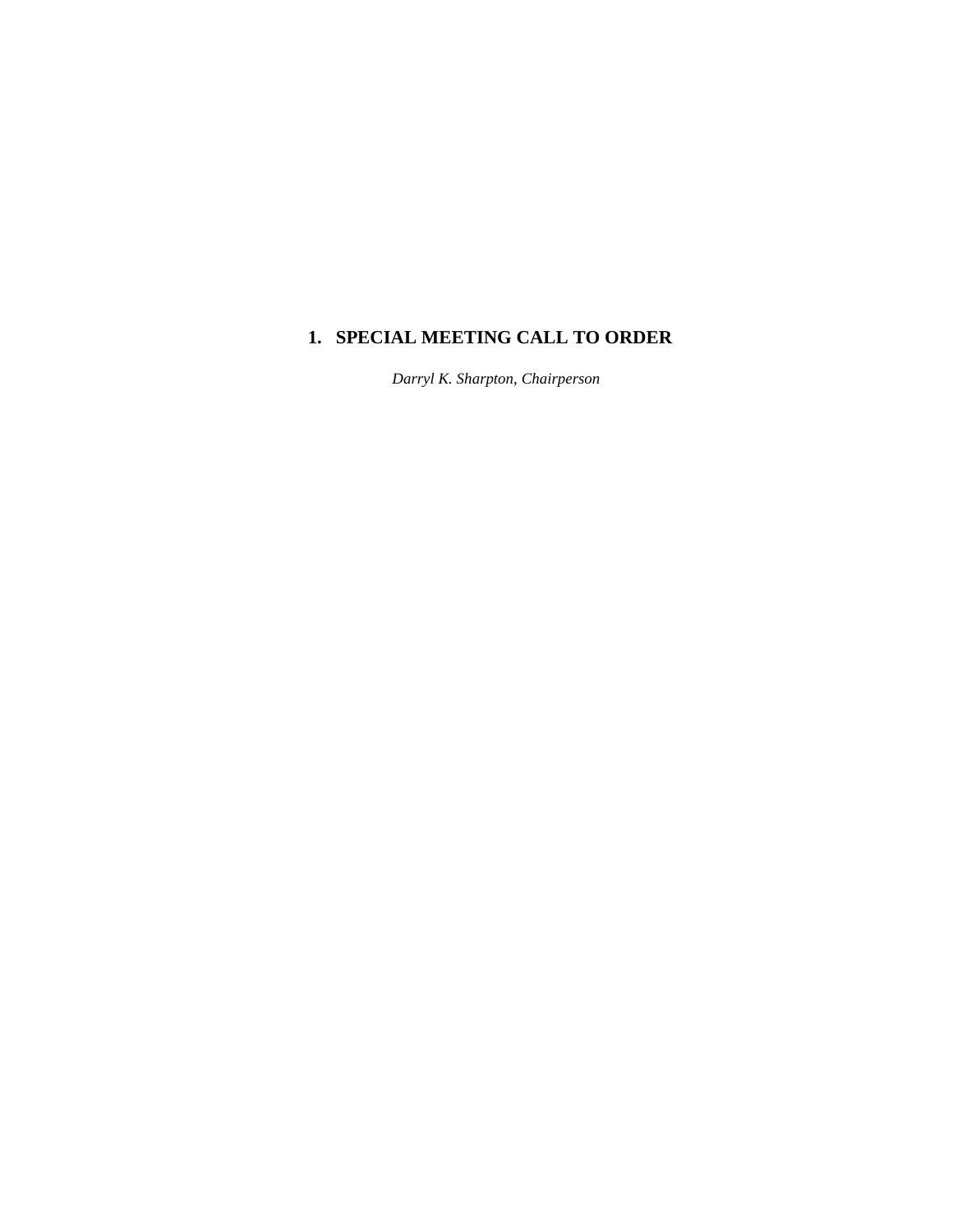## 1. SPECIAL MEETING CALL TO ORDER

*Darryl K. Sharpton, Chairperson*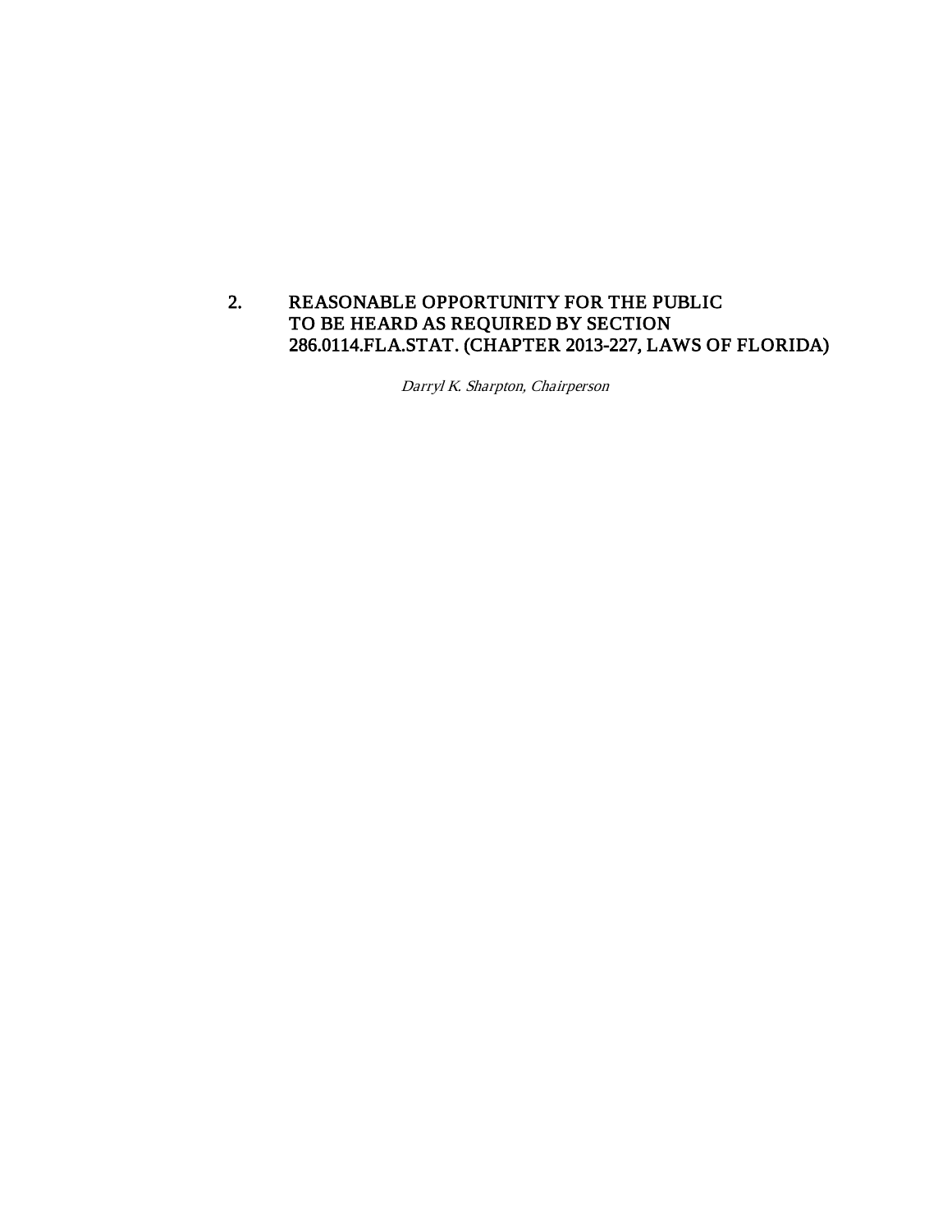## 2. REASONABLE OPPORTUNITY FOR THE PUBLIC TO BE HEARD AS REQUIRED BY SECTION 286.0114.FLA.STAT. (CHAPTER 2013-227, LAWS OF FLORIDA)

*Darryl K. Sharpton, Chairperson*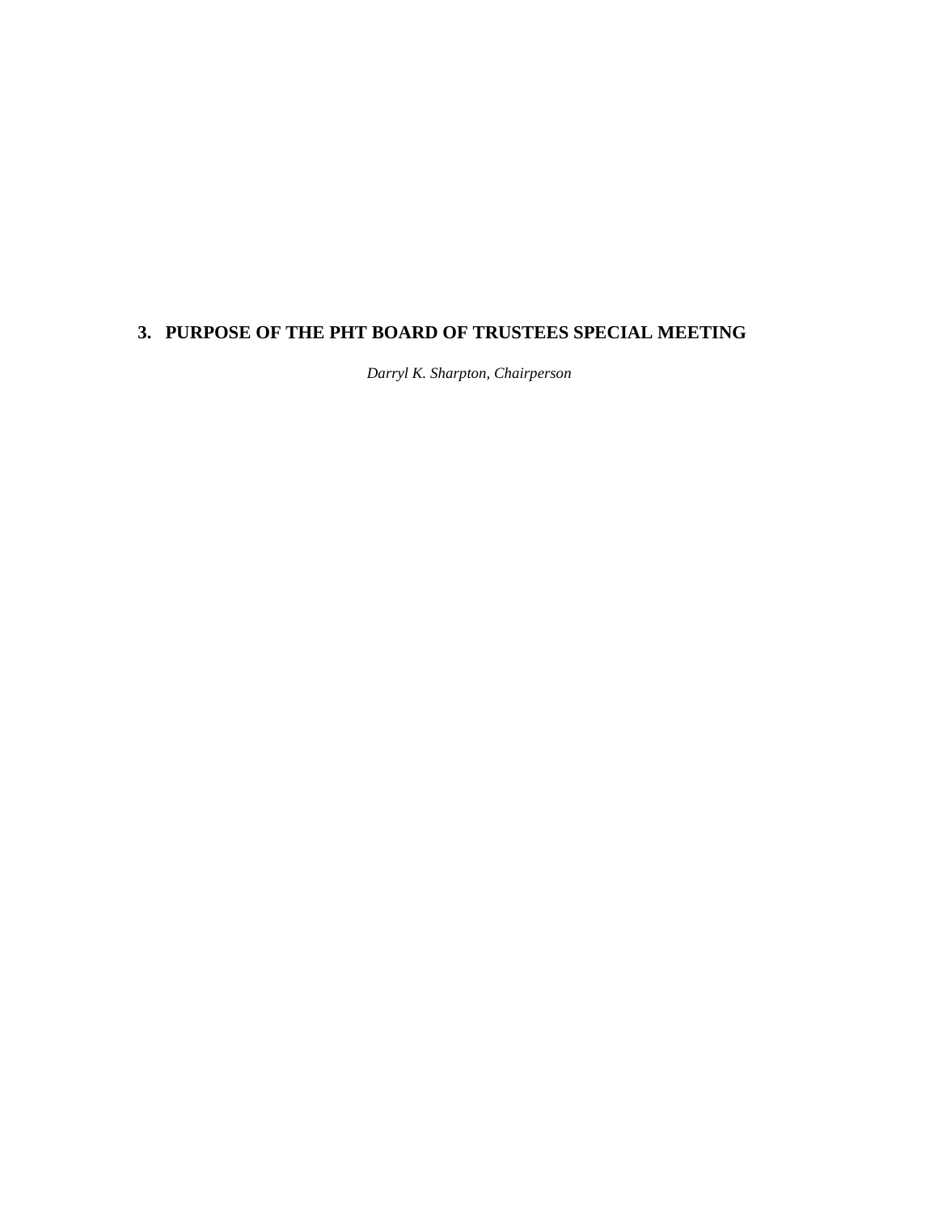## 3. PURPOSE OF THE PHT BOARD OF TRUSTEES SPECIAL MEETING

*Darryl K. Sharpton, Chairperson*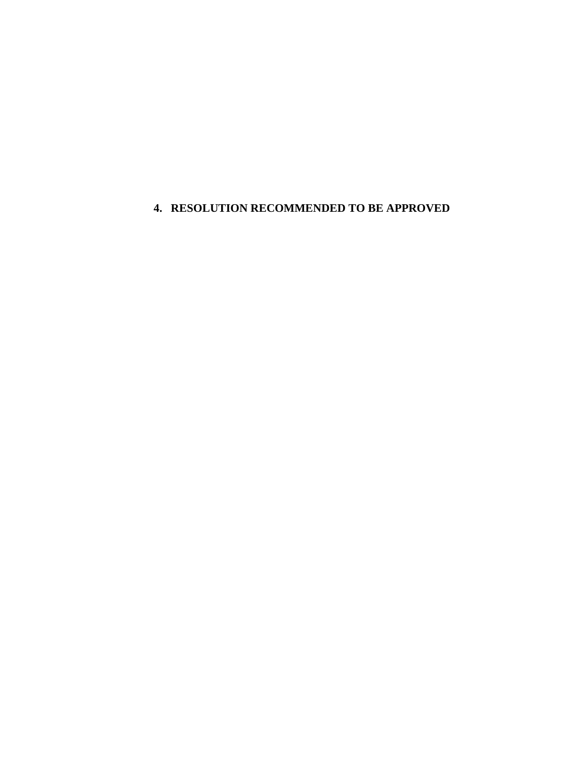# 4. RESOLUTION RECOMMENDED TO BE APPROVED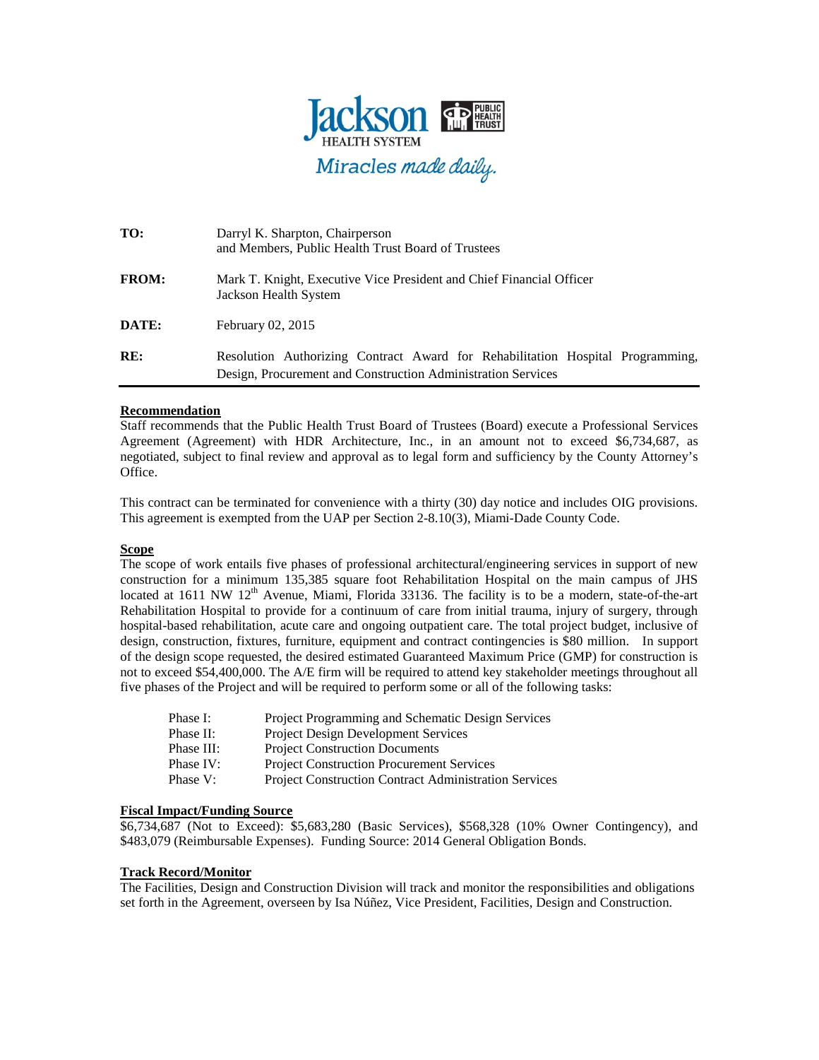**Jackson** HEALTH SYSTEM | PUBLIC HEALTH TRUST

*Miracles made daily.*

| | |
|---|---|
| **TO:** | Darryl K. Sharpton, Chairperson and Members, Public Health Trust Board of Trustees |
| **FROM:** | Mark T. Knight, Executive Vice President and Chief Financial Officer Jackson Health System |
| **DATE:** | February 02, 2015 |
| **RE:** | Resolution Authorizing Contract Award for Rehabilitation Hospital Programming, Design, Procurement and Construction Administration Services |

**Recommendation**

Staff recommends that the Public Health Trust Board of Trustees (Board) execute a Professional Services Agreement (Agreement) with HDR Architecture, Inc., in an amount not to exceed $6,734,687, as negotiated, subject to final review and approval as to legal form and sufficiency by the County Attorney's Office.

This contract can be terminated for convenience with a thirty (30) day notice and includes OIG provisions. This agreement is exempted from the UAP per Section 2-8.10(3), Miami-Dade County Code.

**Scope**

The scope of work entails five phases of professional architectural/engineering services in support of new construction for a minimum 135,385 square foot Rehabilitation Hospital on the main campus of JHS located at 1611 NW 12th Avenue, Miami, Florida 33136. The facility is to be a modern, state-of-the-art Rehabilitation Hospital to provide for a continuum of care from initial trauma, injury of surgery, through hospital-based rehabilitation, acute care and ongoing outpatient care. The total project budget, inclusive of design, construction, fixtures, furniture, equipment and contract contingencies is $80 million. In support of the design scope requested, the desired estimated Guaranteed Maximum Price (GMP) for construction is not to exceed $54,400,000. The A/E firm will be required to attend key stakeholder meetings throughout all five phases of the Project and will be required to perform some or all of the following tasks:

| | |
|---|---|
| Phase I: | Project Programming and Schematic Design Services |
| Phase II: | Project Design Development Services |
| Phase III: | Project Construction Documents |
| Phase IV: | Project Construction Procurement Services |
| Phase V: | Project Construction Contract Administration Services |

**Fiscal Impact/Funding Source**

$6,734,687 (Not to Exceed): $5,683,280 (Basic Services), $568,328 (10% Owner Contingency), and $483,079 (Reimbursable Expenses). Funding Source: 2014 General Obligation Bonds.

**Track Record/Monitor**

The Facilities, Design and Construction Division will track and monitor the responsibilities and obligations set forth in the Agreement, overseen by Isa Núñez, Vice President, Facilities, Design and Construction.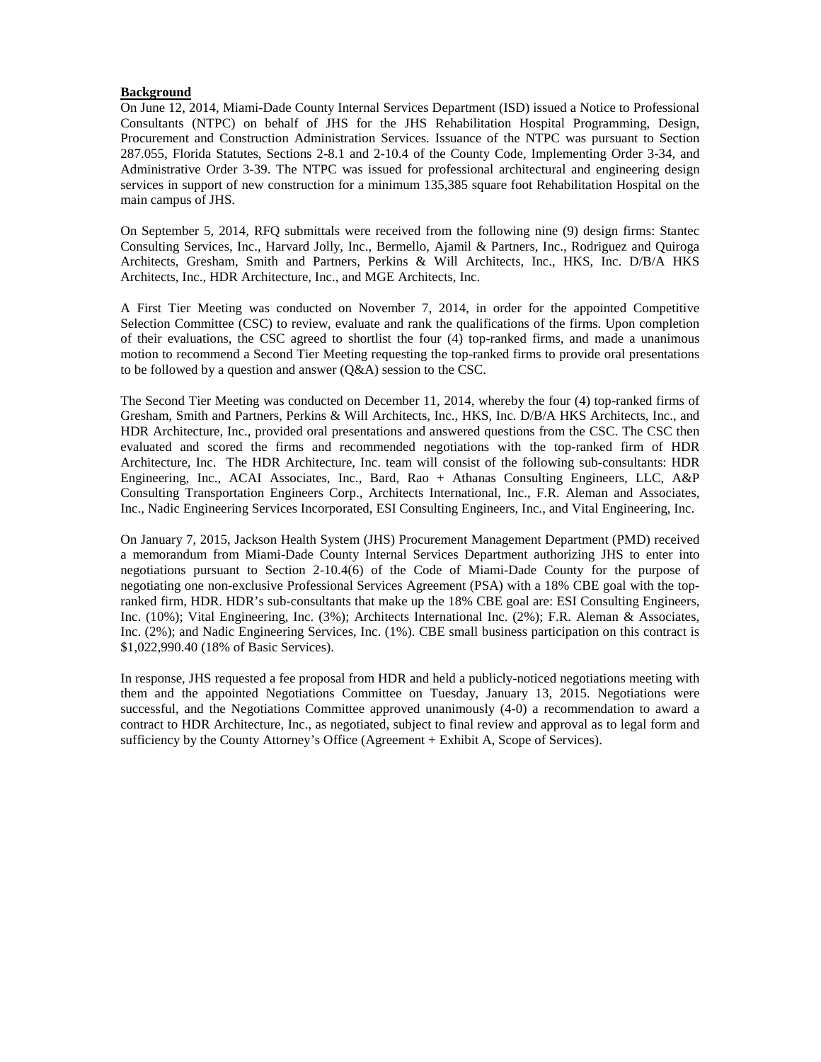**Background**

On June 12, 2014, Miami-Dade County Internal Services Department (ISD) issued a Notice to Professional Consultants (NTPC) on behalf of JHS for the JHS Rehabilitation Hospital Programming, Design, Procurement and Construction Administration Services. Issuance of the NTPC was pursuant to Section 287.055, Florida Statutes, Sections 2-8.1 and 2-10.4 of the County Code, Implementing Order 3-34, and Administrative Order 3-39. The NTPC was issued for professional architectural and engineering design services in support of new construction for a minimum 135,385 square foot Rehabilitation Hospital on the main campus of JHS.

On September 5, 2014, RFQ submittals were received from the following nine (9) design firms: Stantec Consulting Services, Inc., Harvard Jolly, Inc., Bermello, Ajamil & Partners, Inc., Rodriguez and Quiroga Architects, Gresham, Smith and Partners, Perkins & Will Architects, Inc., HKS, Inc. D/B/A HKS Architects, Inc., HDR Architecture, Inc., and MGE Architects, Inc.

A First Tier Meeting was conducted on November 7, 2014, in order for the appointed Competitive Selection Committee (CSC) to review, evaluate and rank the qualifications of the firms. Upon completion of their evaluations, the CSC agreed to shortlist the four (4) top-ranked firms, and made a unanimous motion to recommend a Second Tier Meeting requesting the top-ranked firms to provide oral presentations to be followed by a question and answer (Q&A) session to the CSC.

The Second Tier Meeting was conducted on December 11, 2014, whereby the four (4) top-ranked firms of Gresham, Smith and Partners, Perkins & Will Architects, Inc., HKS, Inc. D/B/A HKS Architects, Inc., and HDR Architecture, Inc., provided oral presentations and answered questions from the CSC. The CSC then evaluated and scored the firms and recommended negotiations with the top-ranked firm of HDR Architecture, Inc. The HDR Architecture, Inc. team will consist of the following sub-consultants: HDR Engineering, Inc., ACAI Associates, Inc., Bard, Rao + Athanas Consulting Engineers, LLC, A&P Consulting Transportation Engineers Corp., Architects International, Inc., F.R. Aleman and Associates, Inc., Nadic Engineering Services Incorporated, ESI Consulting Engineers, Inc., and Vital Engineering, Inc.

On January 7, 2015, Jackson Health System (JHS) Procurement Management Department (PMD) received a memorandum from Miami-Dade County Internal Services Department authorizing JHS to enter into negotiations pursuant to Section 2-10.4(6) of the Code of Miami-Dade County for the purpose of negotiating one non-exclusive Professional Services Agreement (PSA) with a 18% CBE goal with the top-ranked firm, HDR. HDR's sub-consultants that make up the 18% CBE goal are: ESI Consulting Engineers, Inc. (10%); Vital Engineering, Inc. (3%); Architects International Inc. (2%); F.R. Aleman & Associates, Inc. (2%); and Nadic Engineering Services, Inc. (1%). CBE small business participation on this contract is $1,022,990.40 (18% of Basic Services).

In response, JHS requested a fee proposal from HDR and held a publicly-noticed negotiations meeting with them and the appointed Negotiations Committee on Tuesday, January 13, 2015. Negotiations were successful, and the Negotiations Committee approved unanimously (4-0) a recommendation to award a contract to HDR Architecture, Inc., as negotiated, subject to final review and approval as to legal form and sufficiency by the County Attorney's Office (Agreement + Exhibit A, Scope of Services).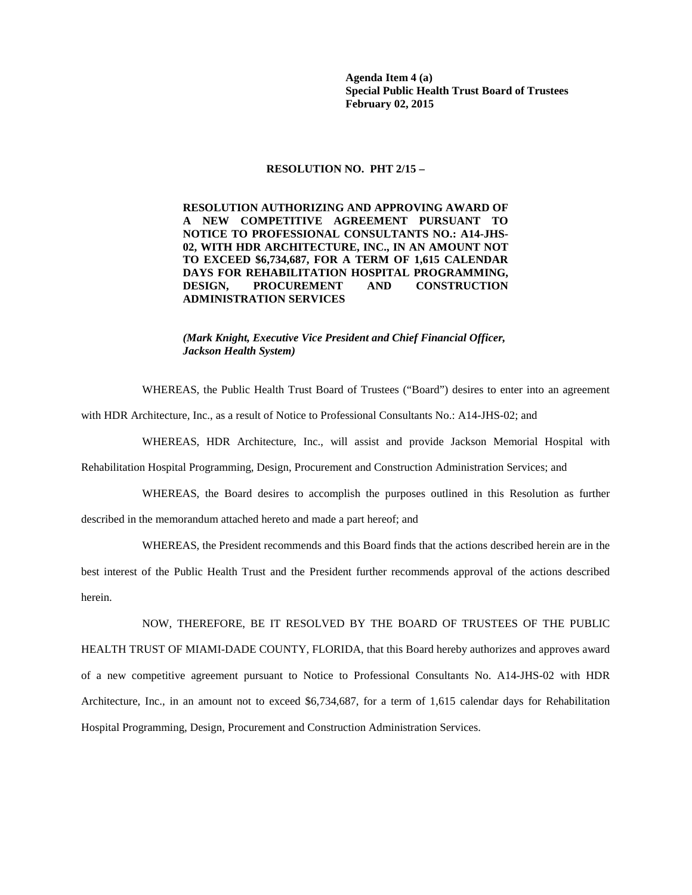**Agenda Item 4 (a)**
**Special Public Health Trust Board of Trustees**
**February 02, 2015**

**RESOLUTION NO. PHT 2/15 –**

**RESOLUTION AUTHORIZING AND APPROVING AWARD OF A NEW COMPETITIVE AGREEMENT PURSUANT TO NOTICE TO PROFESSIONAL CONSULTANTS NO.: A14-JHS-02, WITH HDR ARCHITECTURE, INC., IN AN AMOUNT NOT TO EXCEED $6,734,687, FOR A TERM OF 1,615 CALENDAR DAYS FOR REHABILITATION HOSPITAL PROGRAMMING, DESIGN, PROCUREMENT AND CONSTRUCTION ADMINISTRATION SERVICES**

***(Mark Knight, Executive Vice President and Chief Financial Officer, Jackson Health System)***

WHEREAS, the Public Health Trust Board of Trustees ("Board") desires to enter into an agreement with HDR Architecture, Inc., as a result of Notice to Professional Consultants No.: A14-JHS-02; and

WHEREAS, HDR Architecture, Inc., will assist and provide Jackson Memorial Hospital with Rehabilitation Hospital Programming, Design, Procurement and Construction Administration Services; and

WHEREAS, the Board desires to accomplish the purposes outlined in this Resolution as further described in the memorandum attached hereto and made a part hereof; and

WHEREAS, the President recommends and this Board finds that the actions described herein are in the best interest of the Public Health Trust and the President further recommends approval of the actions described herein.

NOW, THEREFORE, BE IT RESOLVED BY THE BOARD OF TRUSTEES OF THE PUBLIC HEALTH TRUST OF MIAMI-DADE COUNTY, FLORIDA, that this Board hereby authorizes and approves award of a new competitive agreement pursuant to Notice to Professional Consultants No. A14-JHS-02 with HDR Architecture, Inc., in an amount not to exceed $6,734,687, for a term of 1,615 calendar days for Rehabilitation Hospital Programming, Design, Procurement and Construction Administration Services.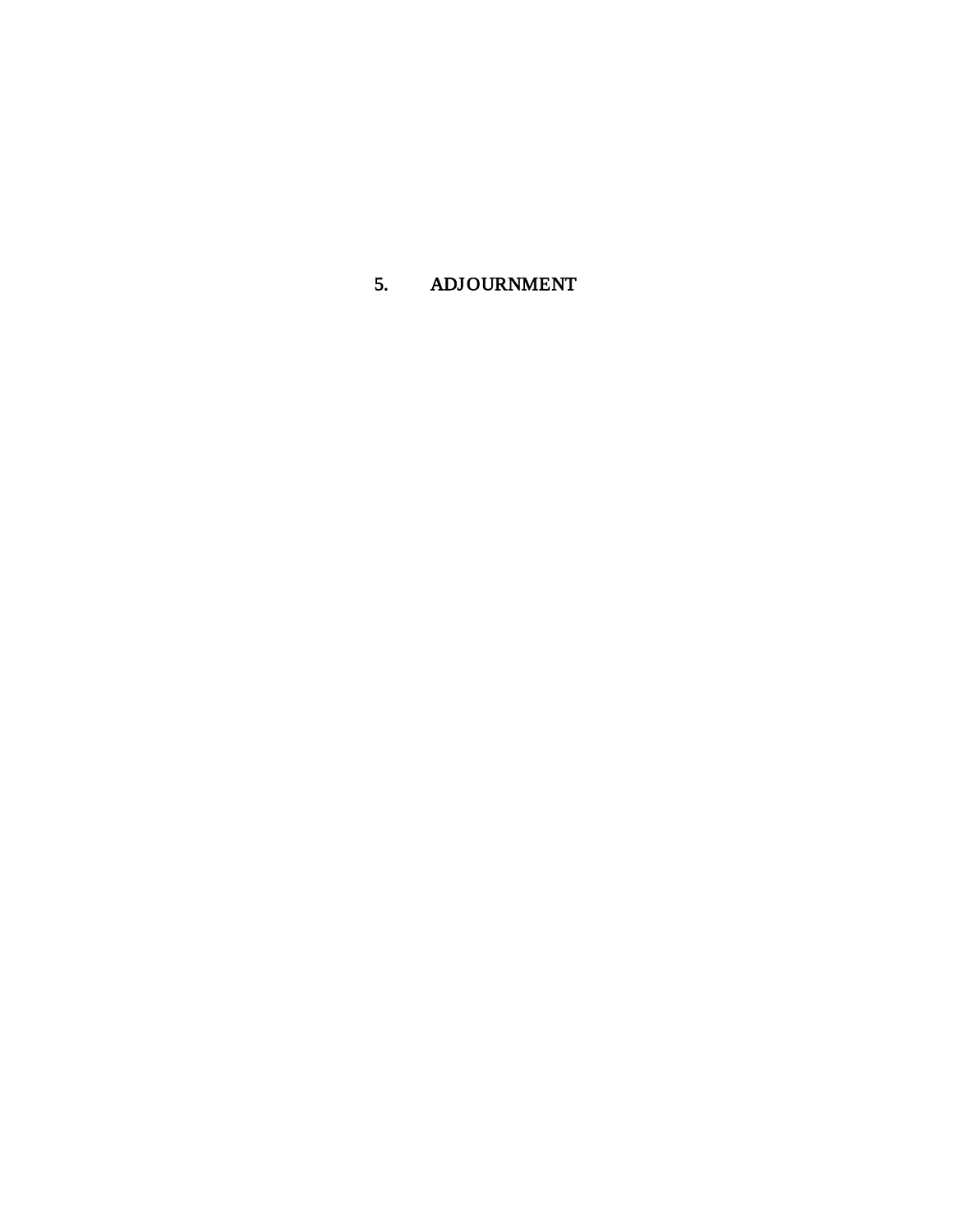## 5. ADJOURNMENT